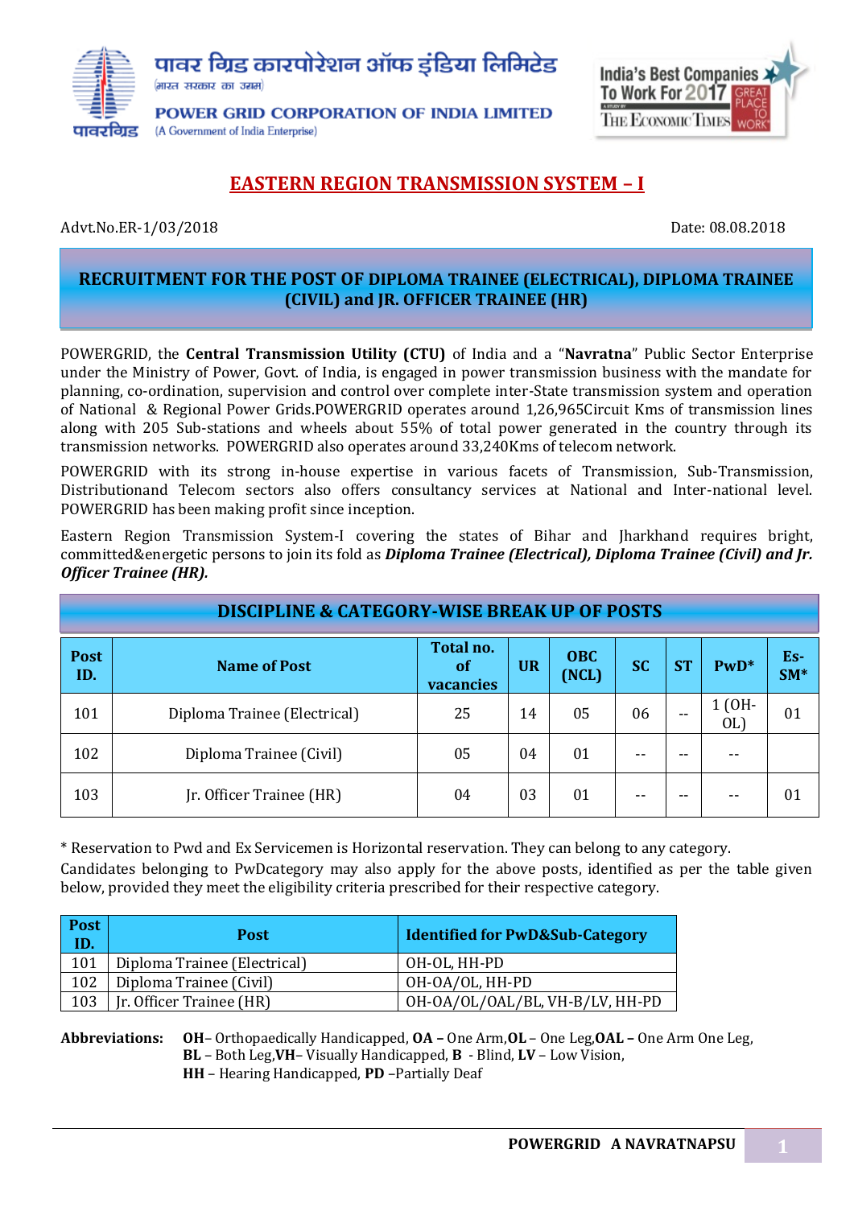पावर ग्रिड कारपोरेशन ऑफ इंडिया लिमिटेड
(भारत सरकार का उद्यम)

**POWER GRID CORPORATION OF INDIA LIMITED**
(A Government of India Enterprise)

India's Best Companies To Work For 2017 — The Economic Times — Great Place to Work

# EASTERN REGION TRANSMISSION SYSTEM – I

Advt.No.ER-1/03/2018 Date: 08.08.2018

## RECRUITMENT FOR THE POST OF DIPLOMA TRAINEE (ELECTRICAL), DIPLOMA TRAINEE (CIVIL) and JR. OFFICER TRAINEE (HR)

POWERGRID, the **Central Transmission Utility (CTU)** of India and a "**Navratna**" Public Sector Enterprise under the Ministry of Power, Govt. of India, is engaged in power transmission business with the mandate for planning, co-ordination, supervision and control over complete inter-State transmission system and operation of National & Regional Power Grids.POWERGRID operates around 1,26,965Circuit Kms of transmission lines along with 205 Sub-stations and wheels about 55% of total power generated in the country through its transmission networks. POWERGRID also operates around 33,240Kms of telecom network.

POWERGRID with its strong in-house expertise in various facets of Transmission, Sub-Transmission, Distributionand Telecom sectors also offers consultancy services at National and Inter-national level. POWERGRID has been making profit since inception.

Eastern Region Transmission System-I covering the states of Bihar and Jharkhand requires bright, committed&energetic persons to join its fold as ***Diploma Trainee (Electrical), Diploma Trainee (Civil) and Jr. Officer Trainee (HR).***

## DISCIPLINE & CATEGORY-WISE BREAK UP OF POSTS

| Post ID. | Name of Post | Total no. of vacancies | UR | OBC (NCL) | SC | ST | PwD* | Es-SM* |
|---|---|---|---|---|---|---|---|---|
| 101 | Diploma Trainee (Electrical) | 25 | 14 | 05 | 06 | -- | 1 (OH-OL) | 01 |
| 102 | Diploma Trainee (Civil) | 05 | 04 | 01 | -- | -- | -- | |
| 103 | Jr. Officer Trainee (HR) | 04 | 03 | 01 | -- | -- | -- | 01 |

* Reservation to Pwd and Ex Servicemen is Horizontal reservation. They can belong to any category.

Candidates belonging to PwDcategory may also apply for the above posts, identified as per the table given below, provided they meet the eligibility criteria prescribed for their respective category.

| Post ID. | Post | Identified for PwD&Sub-Category |
|---|---|---|
| 101 | Diploma Trainee (Electrical) | OH-OL, HH-PD |
| 102 | Diploma Trainee (Civil) | OH-OA/OL, HH-PD |
| 103 | Jr. Officer Trainee (HR) | OH-OA/OL/OAL/BL, VH-B/LV, HH-PD |

**Abbreviations:** **OH**– Orthopaedically Handicapped, **OA –** One Arm,**OL** – One Leg,**OAL –** One Arm One Leg, **BL** – Both Leg,**VH**– Visually Handicapped, **B** - Blind, **LV** – Low Vision, **HH** – Hearing Handicapped, **PD** –Partially Deaf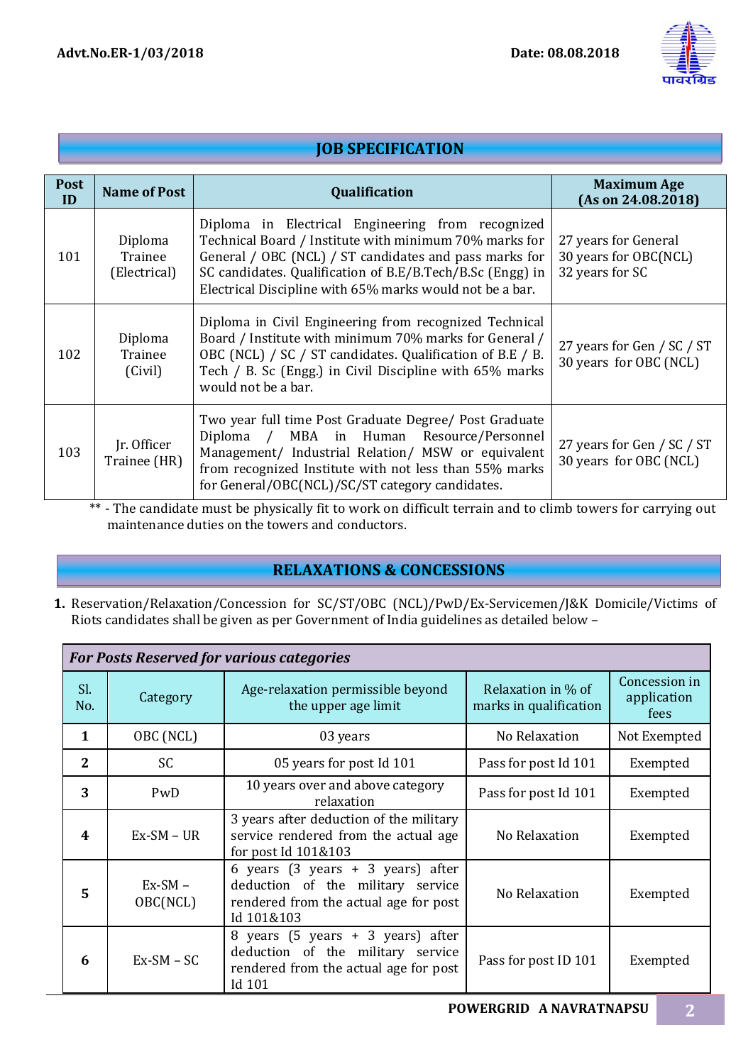Advt.No.ER-1/03/2018 Date: 08.08.2018

## JOB SPECIFICATION

| Post ID | Name of Post | Qualification | Maximum Age (As on 24.08.2018) |
|---|---|---|---|
| 101 | Diploma Trainee (Electrical) | Diploma in Electrical Engineering from recognized Technical Board / Institute with minimum 70% marks for General / OBC (NCL) / ST candidates and pass marks for SC candidates. Qualification of B.E/B.Tech/B.Sc (Engg) in Electrical Discipline with 65% marks would not be a bar. | 27 years for General<br>30 years for OBC(NCL)<br>32 years for SC |
| 102 | Diploma Trainee (Civil) | Diploma in Civil Engineering from recognized Technical Board / Institute with minimum 70% marks for General / OBC (NCL) / SC / ST candidates. Qualification of B.E / B. Tech / B. Sc (Engg.) in Civil Discipline with 65% marks would not be a bar. | 27 years for Gen / SC / ST<br>30 years for OBC (NCL) |
| 103 | Jr. Officer Trainee (HR) | Two year full time Post Graduate Degree/ Post Graduate Diploma / MBA in Human Resource/Personnel Management/ Industrial Relation/ MSW or equivalent from recognized Institute with not less than 55% marks for General/OBC(NCL)/SC/ST category candidates. | 27 years for Gen / SC / ST<br>30 years for OBC (NCL) |

** - The candidate must be physically fit to work on difficult terrain and to climb towers for carrying out maintenance duties on the towers and conductors.

## RELAXATIONS & CONCESSIONS

1. Reservation/Relaxation/Concession for SC/ST/OBC (NCL)/PwD/Ex-Servicemen/J&K Domicile/Victims of Riots candidates shall be given as per Government of India guidelines as detailed below –

| *For Posts Reserved for various categories* | | | | |
|---|---|---|---|---|
| Sl. No. | Category | Age-relaxation permissible beyond the upper age limit | Relaxation in % of marks in qualification | Concession in application fees |
| **1** | OBC (NCL) | 03 years | No Relaxation | Not Exempted |
| **2** | SC | 05 years for post Id 101 | Pass for post Id 101 | Exempted |
| **3** | PwD | 10 years over and above category relaxation | Pass for post Id 101 | Exempted |
| **4** | Ex-SM – UR | 3 years after deduction of the military service rendered from the actual age for post Id 101&103 | No Relaxation | Exempted |
| **5** | Ex-SM – OBC(NCL) | 6 years (3 years + 3 years) after deduction of the military service rendered from the actual age for post Id 101&103 | No Relaxation | Exempted |
| **6** | Ex-SM – SC | 8 years (5 years + 3 years) after deduction of the military service rendered from the actual age for post Id 101 | Pass for post ID 101 | Exempted |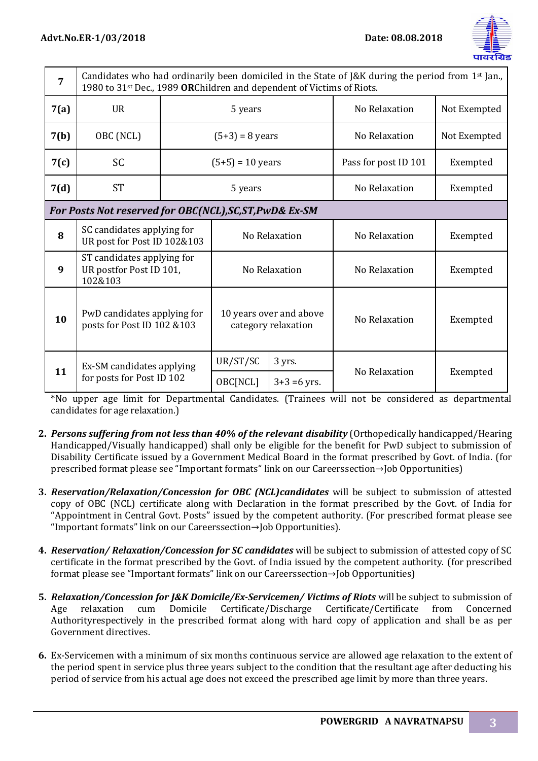| 7 | Candidates who had ordinarily been domiciled in the State of J&K during the period from 1st Jan., 1980 to 31st Dec., 1989 **OR**Children and dependent of Victims of Riots. | | | |
|---|---|---|---|---|
| **7(a)** | UR | 5 years | No Relaxation | Not Exempted |
| **7(b)** | OBC (NCL) | (5+3) = 8 years | No Relaxation | Not Exempted |
| **7(c)** | SC | (5+5) = 10 years | Pass for post ID 101 | Exempted |
| **7(d)** | ST | 5 years | No Relaxation | Exempted |
| ***For Posts Not reserved for OBC(NCL),SC,ST,PwD& Ex-SM*** | | | | |
| **8** | SC candidates applying for UR post for Post ID 102&103 | No Relaxation | No Relaxation | Exempted |
| **9** | ST candidates applying for UR postfor Post ID 101, 102&103 | No Relaxation | No Relaxation | Exempted |
| **10** | PwD candidates applying for posts for Post ID 102 &103 | 10 years over and above category relaxation | No Relaxation | Exempted |
| **11** | Ex-SM candidates applying for posts for Post ID 102 | UR/ST/SC: 3 yrs.<br>OBC[NCL]: 3+3 =6 yrs. | No Relaxation | Exempted |

*No upper age limit for Departmental Candidates. (Trainees will not be considered as departmental candidates for age relaxation.)

2. ***Persons suffering from not less than 40% of the relevant disability*** (Orthopedically handicapped/Hearing Handicapped/Visually handicapped) shall only be eligible for the benefit for PwD subject to submission of Disability Certificate issued by a Government Medical Board in the format prescribed by Govt. of India. (for prescribed format please see "Important formats" link on our Careerssection→Job Opportunities)

3. ***Reservation/Relaxation/Concession for OBC (NCL)candidates*** will be subject to submission of attested copy of OBC (NCL) certificate along with Declaration in the format prescribed by the Govt. of India for "Appointment in Central Govt. Posts" issued by the competent authority. (For prescribed format please see "Important formats" link on our Careerssection→Job Opportunities).

4. ***Reservation/ Relaxation/Concession for SC candidates*** will be subject to submission of attested copy of SC certificate in the format prescribed by the Govt. of India issued by the competent authority. (for prescribed format please see "Important formats" link on our Careerssection→Job Opportunities)

5. ***Relaxation/Concession for J&K Domicile/Ex-Servicemen/ Victims of Riots*** will be subject to submission of Age relaxation cum Domicile Certificate/Discharge Certificate/Certificate from Concerned Authorityrespectively in the prescribed format along with hard copy of application and shall be as per Government directives.

6. Ex-Servicemen with a minimum of six months continuous service are allowed age relaxation to the extent of the period spent in service plus three years subject to the condition that the resultant age after deducting his period of service from his actual age does not exceed the prescribed age limit by more than three years.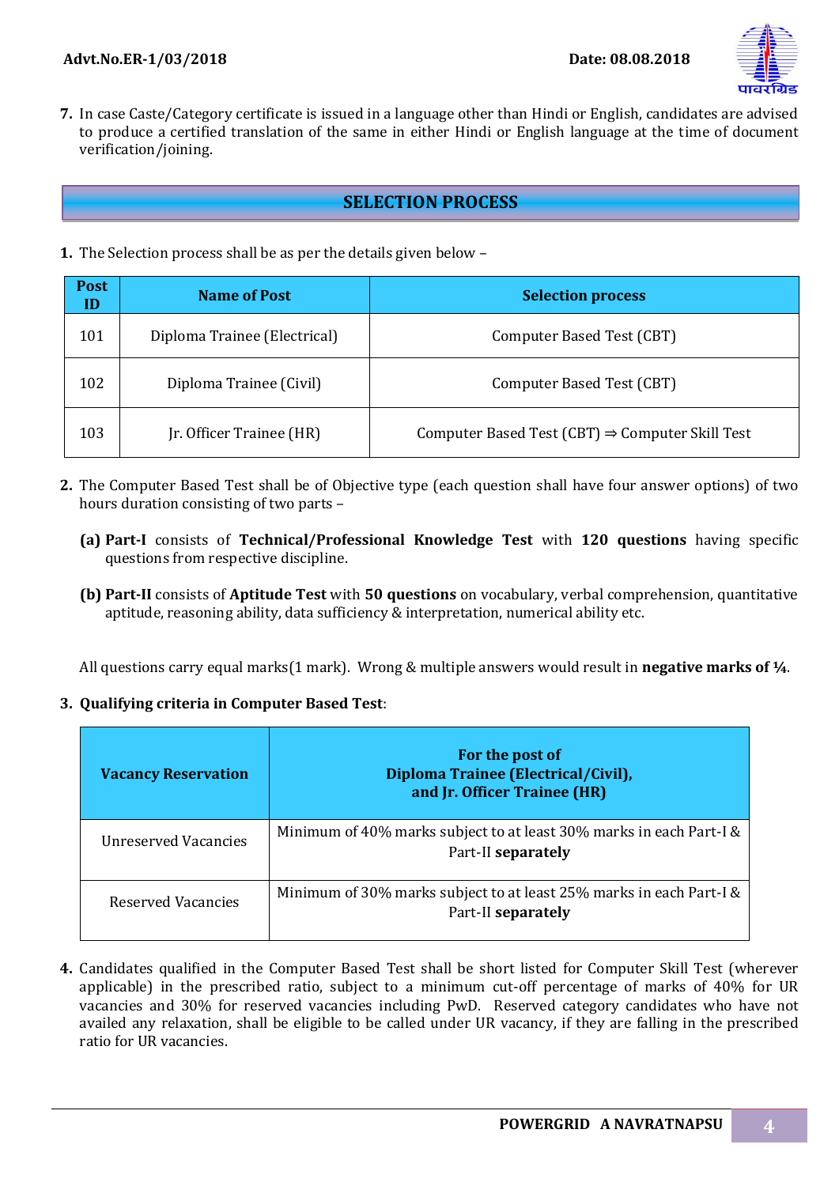7. In case Caste/Category certificate is issued in a language other than Hindi or English, candidates are advised to produce a certified translation of the same in either Hindi or English language at the time of document verification/joining.

## SELECTION PROCESS

1. The Selection process shall be as per the details given below –

| Post ID | Name of Post | Selection process |
|---|---|---|
| 101 | Diploma Trainee (Electrical) | Computer Based Test (CBT) |
| 102 | Diploma Trainee (Civil) | Computer Based Test (CBT) |
| 103 | Jr. Officer Trainee (HR) | Computer Based Test (CBT) ⇒ Computer Skill Test |

2. The Computer Based Test shall be of Objective type (each question shall have four answer options) of two hours duration consisting of two parts –

   **(a) Part-I** consists of **Technical/Professional Knowledge Test** with **120 questions** having specific questions from respective discipline.

   **(b) Part-II** consists of **Aptitude Test** with **50 questions** on vocabulary, verbal comprehension, quantitative aptitude, reasoning ability, data sufficiency & interpretation, numerical ability etc.

   All questions carry equal marks(1 mark). Wrong & multiple answers would result in **negative marks of ¼**.

3. **Qualifying criteria in Computer Based Test**:

| Vacancy Reservation | For the post of Diploma Trainee (Electrical/Civil), and Jr. Officer Trainee (HR) |
|---|---|
| Unreserved Vacancies | Minimum of 40% marks subject to at least 30% marks in each Part-I & Part-II **separately** |
| Reserved Vacancies | Minimum of 30% marks subject to at least 25% marks in each Part-I & Part-II **separately** |

4. Candidates qualified in the Computer Based Test shall be short listed for Computer Skill Test (wherever applicable) in the prescribed ratio, subject to a minimum cut-off percentage of marks of 40% for UR vacancies and 30% for reserved vacancies including PwD. Reserved category candidates who have not availed any relaxation, shall be eligible to be called under UR vacancy, if they are falling in the prescribed ratio for UR vacancies.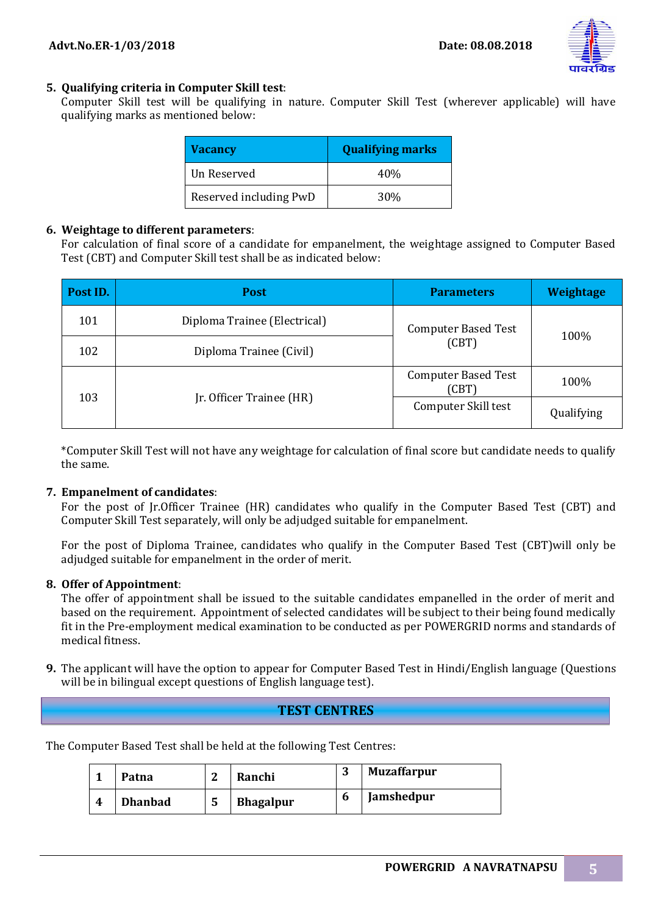**5. Qualifying criteria in Computer Skill test**:
Computer Skill test will be qualifying in nature. Computer Skill Test (wherever applicable) will have qualifying marks as mentioned below:

| Vacancy | Qualifying marks |
|---|---|
| Un Reserved | 40% |
| Reserved including PwD | 30% |

**6. Weightage to different parameters**:
For calculation of final score of a candidate for empanelment, the weightage assigned to Computer Based Test (CBT) and Computer Skill test shall be as indicated below:

| Post ID. | Post | Parameters | Weightage |
|---|---|---|---|
| 101 | Diploma Trainee (Electrical) | Computer Based Test (CBT) | 100% |
| 102 | Diploma Trainee (Civil) | | |
| 103 | Jr. Officer Trainee (HR) | Computer Based Test (CBT) | 100% |
| | | Computer Skill test | Qualifying |

*Computer Skill Test will not have any weightage for calculation of final score but candidate needs to qualify the same.

**7. Empanelment of candidates**:
For the post of Jr.Officer Trainee (HR) candidates who qualify in the Computer Based Test (CBT) and Computer Skill Test separately, will only be adjudged suitable for empanelment.

For the post of Diploma Trainee, candidates who qualify in the Computer Based Test (CBT)will only be adjudged suitable for empanelment in the order of merit.

**8. Offer of Appointment**:
The offer of appointment shall be issued to the suitable candidates empanelled in the order of merit and based on the requirement. Appointment of selected candidates will be subject to their being found medically fit in the Pre-employment medical examination to be conducted as per POWERGRID norms and standards of medical fitness.

**9.** The applicant will have the option to appear for Computer Based Test in Hindi/English language (Questions will be in bilingual except questions of English language test).

## TEST CENTRES

The Computer Based Test shall be held at the following Test Centres:

| 1 | Patna | 2 | Ranchi | 3 | Muzaffarpur |
|---|---|---|---|---|---|
| 4 | Dhanbad | 5 | Bhagalpur | 6 | Jamshedpur |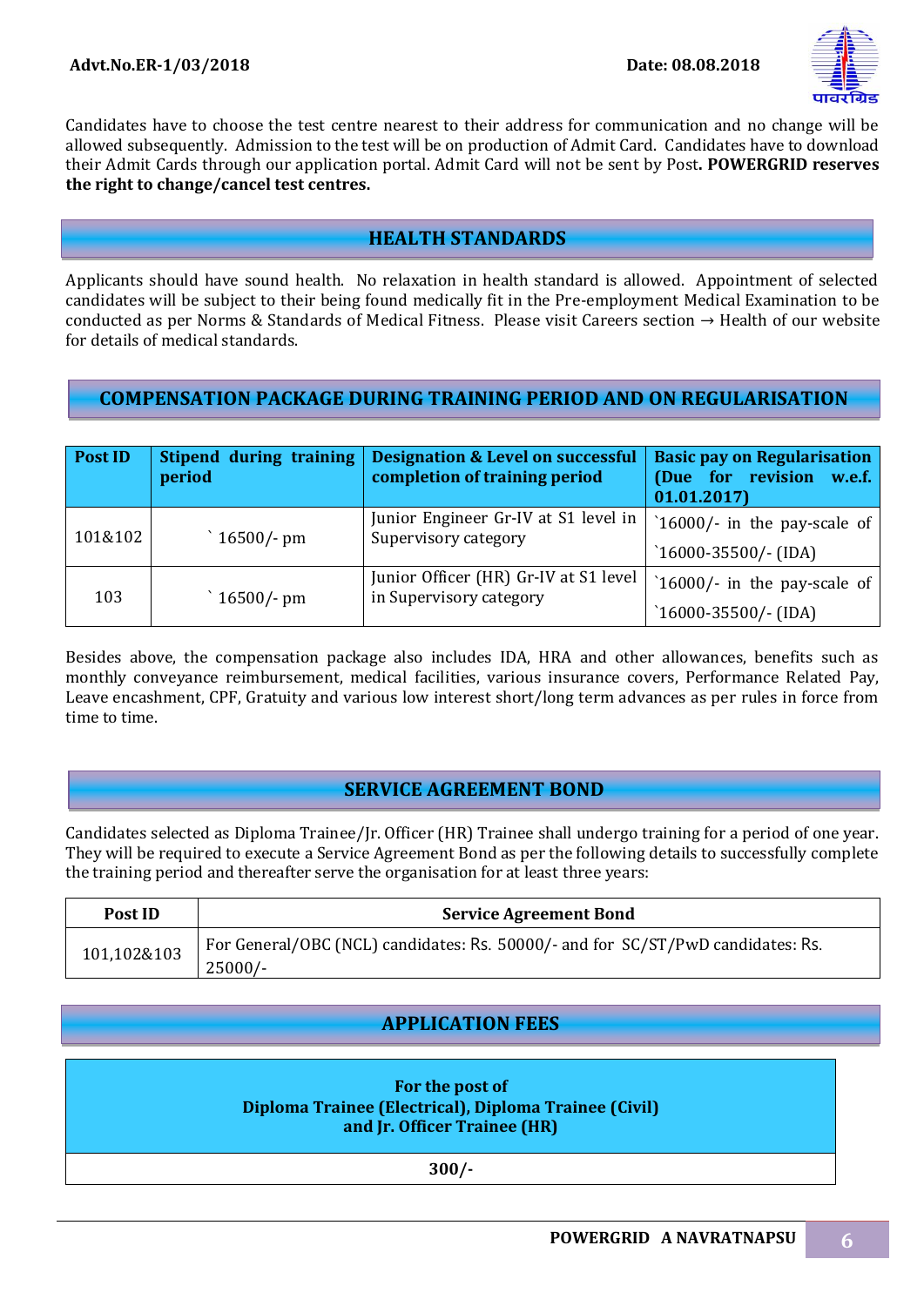Candidates have to choose the test centre nearest to their address for communication and no change will be allowed subsequently. Admission to the test will be on production of Admit Card. Candidates have to download their Admit Cards through our application portal. Admit Card will not be sent by Post**. POWERGRID reserves the right to change/cancel test centres.**

## HEALTH STANDARDS

Applicants should have sound health. No relaxation in health standard is allowed. Appointment of selected candidates will be subject to their being found medically fit in the Pre-employment Medical Examination to be conducted as per Norms & Standards of Medical Fitness. Please visit Careers section → Health of our website for details of medical standards.

## COMPENSATION PACKAGE DURING TRAINING PERIOD AND ON REGULARISATION

| Post ID | Stipend during training period | Designation & Level on successful completion of training period | Basic pay on Regularisation (Due for revision w.e.f. 01.01.2017) |
|---|---|---|---|
| 101&102 | ` 16500/- pm | Junior Engineer Gr-IV at S1 level in Supervisory category | `16000/- in the pay-scale of `16000-35500/- (IDA) |
| 103 | ` 16500/- pm | Junior Officer (HR) Gr-IV at S1 level in Supervisory category | `16000/- in the pay-scale of `16000-35500/- (IDA) |

Besides above, the compensation package also includes IDA, HRA and other allowances, benefits such as monthly conveyance reimbursement, medical facilities, various insurance covers, Performance Related Pay, Leave encashment, CPF, Gratuity and various low interest short/long term advances as per rules in force from time to time.

## SERVICE AGREEMENT BOND

Candidates selected as Diploma Trainee/Jr. Officer (HR) Trainee shall undergo training for a period of one year. They will be required to execute a Service Agreement Bond as per the following details to successfully complete the training period and thereafter serve the organisation for at least three years:

| Post ID | Service Agreement Bond |
|---|---|
| 101,102&103 | For General/OBC (NCL) candidates: Rs. 50000/- and for SC/ST/PwD candidates: Rs. 25000/- |

## APPLICATION FEES

| For the post of Diploma Trainee (Electrical), Diploma Trainee (Civil) and Jr. Officer Trainee (HR) |
|---|
| 300/- |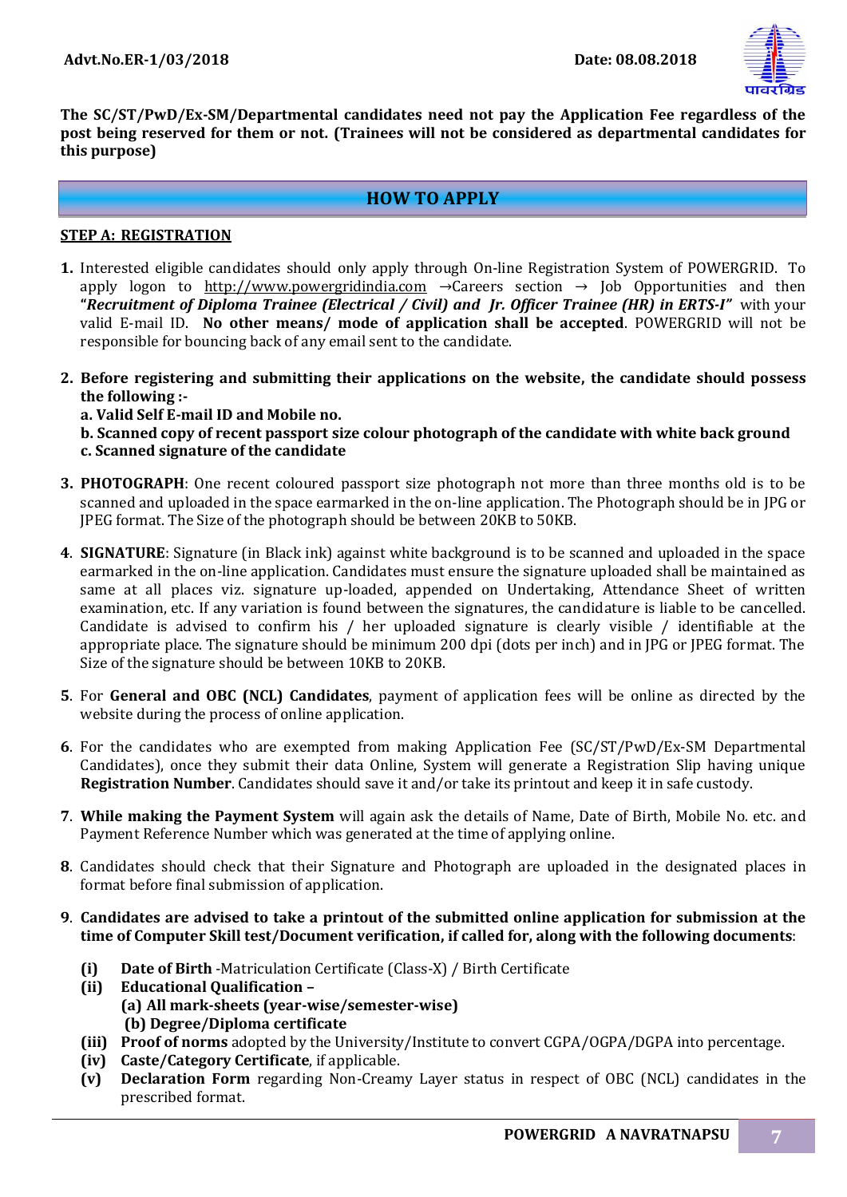The SC/ST/PwD/Ex-SM/Departmental candidates need not pay the Application Fee regardless of the post being reserved for them or not. (Trainees will not be considered as departmental candidates for this purpose)**

## HOW TO APPLY

**STEP A: REGISTRATION**

1. Interested eligible candidates should only apply through On-line Registration System of POWERGRID. To apply logon to http://www.powergridindia.com →Careers section → Job Opportunities and then ***"Recruitment of Diploma Trainee (Electrical / Civil) and Jr. Officer Trainee (HR) in ERTS-I"*** with your valid E-mail ID. **No other means/ mode of application shall be accepted**. POWERGRID will not be responsible for bouncing back of any email sent to the candidate.

2. **Before registering and submitting their applications on the website, the candidate should possess the following :-**
   **a. Valid Self E-mail ID and Mobile no.**
   **b. Scanned copy of recent passport size colour photograph of the candidate with white back ground**
   **c. Scanned signature of the candidate**

3. **PHOTOGRAPH**: One recent coloured passport size photograph not more than three months old is to be scanned and uploaded in the space earmarked in the on-line application. The Photograph should be in JPG or JPEG format. The Size of the photograph should be between 20KB to 50KB.

4. **SIGNATURE**: Signature (in Black ink) against white background is to be scanned and uploaded in the space earmarked in the on-line application. Candidates must ensure the signature uploaded shall be maintained as same at all places viz. signature up-loaded, appended on Undertaking, Attendance Sheet of written examination, etc. If any variation is found between the signatures, the candidature is liable to be cancelled. Candidate is advised to confirm his / her uploaded signature is clearly visible / identifiable at the appropriate place. The signature should be minimum 200 dpi (dots per inch) and in JPG or JPEG format. The Size of the signature should be between 10KB to 20KB.

5. For **General and OBC (NCL) Candidates**, payment of application fees will be online as directed by the website during the process of online application.

6. For the candidates who are exempted from making Application Fee (SC/ST/PwD/Ex-SM Departmental Candidates), once they submit their data Online, System will generate a Registration Slip having unique **Registration Number**. Candidates should save it and/or take its printout and keep it in safe custody.

7. **While making the Payment System** will again ask the details of Name, Date of Birth, Mobile No. etc. and Payment Reference Number which was generated at the time of applying online.

8. Candidates should check that their Signature and Photograph are uploaded in the designated places in format before final submission of application.

9. **Candidates are advised to take a printout of the submitted online application for submission at the time of Computer Skill test/Document verification, if called for, along with the following documents**:

   **(i)** **Date of Birth** -Matriculation Certificate (Class-X) / Birth Certificate
   **(ii)** **Educational Qualification –**
   **(a) All mark-sheets (year-wise/semester-wise)**
   **(b) Degree/Diploma certificate**
   **(iii)** **Proof of norms** adopted by the University/Institute to convert CGPA/OGPA/DGPA into percentage.
   **(iv)** **Caste/Category Certificate**, if applicable.
   **(v)** **Declaration Form** regarding Non-Creamy Layer status in respect of OBC (NCL) candidates in the prescribed format.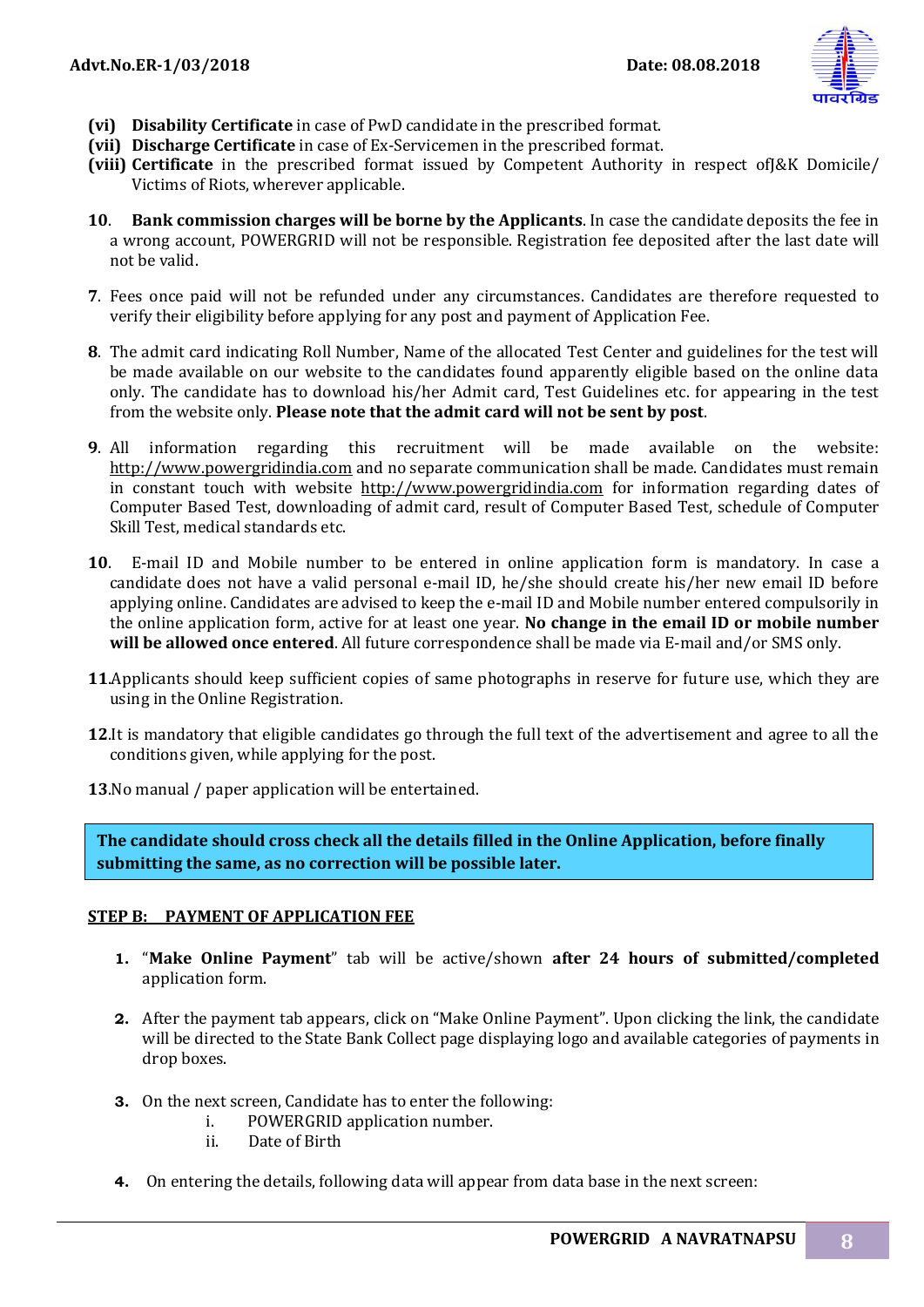**(vi) Disability Certificate** in case of PwD candidate in the prescribed format.
**(vii) Discharge Certificate** in case of Ex-Servicemen in the prescribed format.
**(viii) Certificate** in the prescribed format issued by Competent Authority in respect ofJ&K Domicile/ Victims of Riots, wherever applicable.

**10**. **Bank commission charges will be borne by the Applicants**. In case the candidate deposits the fee in a wrong account, POWERGRID will not be responsible. Registration fee deposited after the last date will not be valid.

**7**. Fees once paid will not be refunded under any circumstances. Candidates are therefore requested to verify their eligibility before applying for any post and payment of Application Fee.

**8**. The admit card indicating Roll Number, Name of the allocated Test Center and guidelines for the test will be made available on our website to the candidates found apparently eligible based on the online data only. The candidate has to download his/her Admit card, Test Guidelines etc. for appearing in the test from the website only. **Please note that the admit card will not be sent by post**.

**9**. All information regarding this recruitment will be made available on the website: http://www.powergridindia.com and no separate communication shall be made. Candidates must remain in constant touch with website http://www.powergridindia.com for information regarding dates of Computer Based Test, downloading of admit card, result of Computer Based Test, schedule of Computer Skill Test, medical standards etc.

**10**. E-mail ID and Mobile number to be entered in online application form is mandatory. In case a candidate does not have a valid personal e-mail ID, he/she should create his/her new email ID before applying online. Candidates are advised to keep the e-mail ID and Mobile number entered compulsorily in the online application form, active for at least one year. **No change in the email ID or mobile number will be allowed once entered**. All future correspondence shall be made via E-mail and/or SMS only.

**11**.Applicants should keep sufficient copies of same photographs in reserve for future use, which they are using in the Online Registration.

**12**.It is mandatory that eligible candidates go through the full text of the advertisement and agree to all the conditions given, while applying for the post.

**13**.No manual / paper application will be entertained.

**The candidate should cross check all the details filled in the Online Application, before finally submitting the same, as no correction will be possible later.**

**STEP B: PAYMENT OF APPLICATION FEE**

1. "**Make Online Payment**" tab will be active/shown **after 24 hours of submitted/completed** application form.
2. After the payment tab appears, click on "Make Online Payment". Upon clicking the link, the candidate will be directed to the State Bank Collect page displaying logo and available categories of payments in drop boxes.
3. On the next screen, Candidate has to enter the following:
   i. POWERGRID application number.
   ii. Date of Birth
4. On entering the details, following data will appear from data base in the next screen: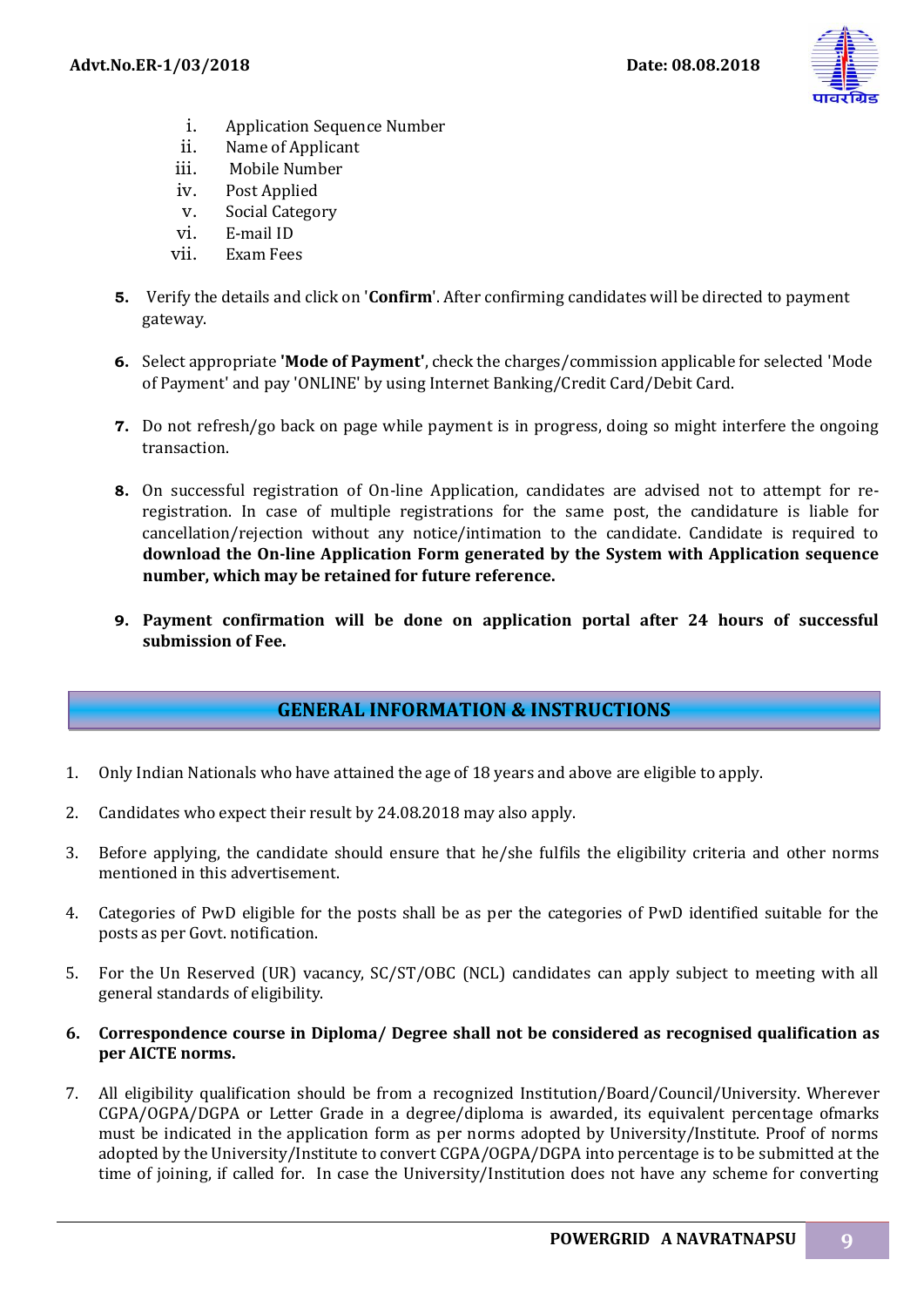i. Application Sequence Number
ii. Name of Applicant
iii. Mobile Number
iv. Post Applied
v. Social Category
vi. E-mail ID
vii. Exam Fees

5. Verify the details and click on '**Confirm**'. After confirming candidates will be directed to payment gateway.

6. Select appropriate **'Mode of Payment'**, check the charges/commission applicable for selected 'Mode of Payment' and pay 'ONLINE' by using Internet Banking/Credit Card/Debit Card.

7. Do not refresh/go back on page while payment is in progress, doing so might interfere the ongoing transaction.

8. On successful registration of On-line Application, candidates are advised not to attempt for re-registration. In case of multiple registrations for the same post, the candidature is liable for cancellation/rejection without any notice/intimation to the candidate. Candidate is required to **download the On-line Application Form generated by the System with Application sequence number, which may be retained for future reference.**

9. **Payment confirmation will be done on application portal after 24 hours of successful submission of Fee.**

## GENERAL INFORMATION & INSTRUCTIONS

1. Only Indian Nationals who have attained the age of 18 years and above are eligible to apply.

2. Candidates who expect their result by 24.08.2018 may also apply.

3. Before applying, the candidate should ensure that he/she fulfils the eligibility criteria and other norms mentioned in this advertisement.

4. Categories of PwD eligible for the posts shall be as per the categories of PwD identified suitable for the posts as per Govt. notification.

5. For the Un Reserved (UR) vacancy, SC/ST/OBC (NCL) candidates can apply subject to meeting with all general standards of eligibility.

6. **Correspondence course in Diploma/ Degree shall not be considered as recognised qualification as per AICTE norms.**

7. All eligibility qualification should be from a recognized Institution/Board/Council/University. Wherever CGPA/OGPA/DGPA or Letter Grade in a degree/diploma is awarded, its equivalent percentage ofmarks must be indicated in the application form as per norms adopted by University/Institute. Proof of norms adopted by the University/Institute to convert CGPA/OGPA/DGPA into percentage is to be submitted at the time of joining, if called for. In case the University/Institution does not have any scheme for converting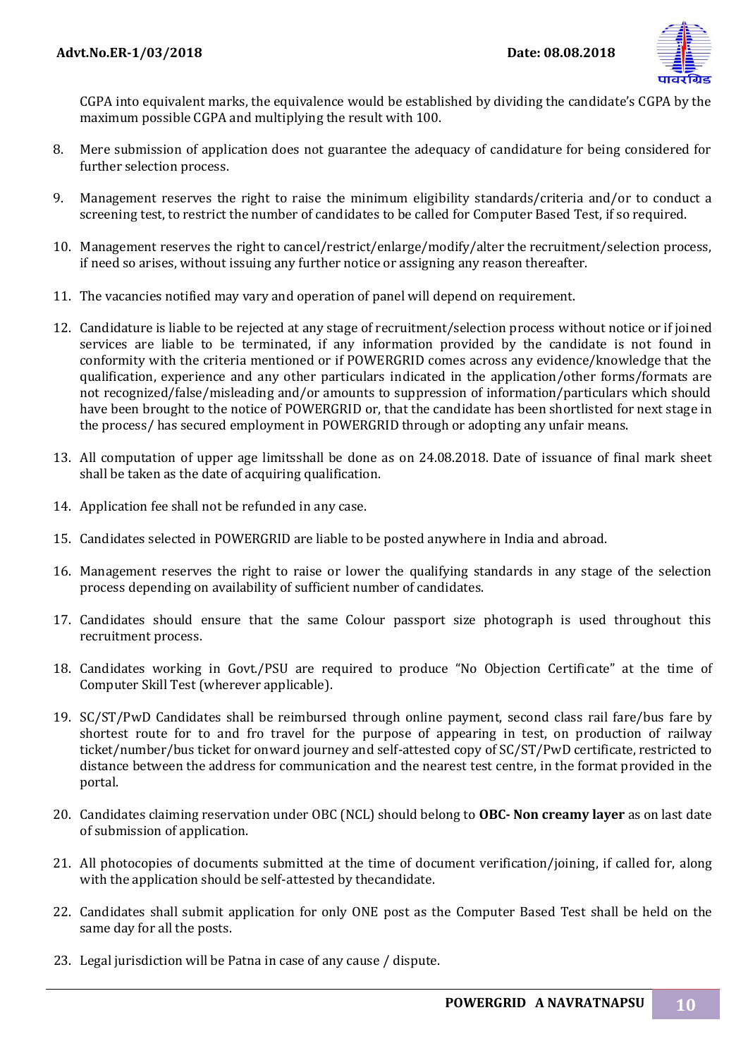CGPA into equivalent marks, the equivalence would be established by dividing the candidate's CGPA by the maximum possible CGPA and multiplying the result with 100.

8. Mere submission of application does not guarantee the adequacy of candidature for being considered for further selection process.

9. Management reserves the right to raise the minimum eligibility standards/criteria and/or to conduct a screening test, to restrict the number of candidates to be called for Computer Based Test, if so required.

10. Management reserves the right to cancel/restrict/enlarge/modify/alter the recruitment/selection process, if need so arises, without issuing any further notice or assigning any reason thereafter.

11. The vacancies notified may vary and operation of panel will depend on requirement.

12. Candidature is liable to be rejected at any stage of recruitment/selection process without notice or if joined services are liable to be terminated, if any information provided by the candidate is not found in conformity with the criteria mentioned or if POWERGRID comes across any evidence/knowledge that the qualification, experience and any other particulars indicated in the application/other forms/formats are not recognized/false/misleading and/or amounts to suppression of information/particulars which should have been brought to the notice of POWERGRID or, that the candidate has been shortlisted for next stage in the process/ has secured employment in POWERGRID through or adopting any unfair means.

13. All computation of upper age limitsshall be done as on 24.08.2018. Date of issuance of final mark sheet shall be taken as the date of acquiring qualification.

14. Application fee shall not be refunded in any case.

15. Candidates selected in POWERGRID are liable to be posted anywhere in India and abroad.

16. Management reserves the right to raise or lower the qualifying standards in any stage of the selection process depending on availability of sufficient number of candidates.

17. Candidates should ensure that the same Colour passport size photograph is used throughout this recruitment process.

18. Candidates working in Govt./PSU are required to produce "No Objection Certificate" at the time of Computer Skill Test (wherever applicable).

19. SC/ST/PwD Candidates shall be reimbursed through online payment, second class rail fare/bus fare by shortest route for to and fro travel for the purpose of appearing in test, on production of railway ticket/number/bus ticket for onward journey and self-attested copy of SC/ST/PwD certificate, restricted to distance between the address for communication and the nearest test centre, in the format provided in the portal.

20. Candidates claiming reservation under OBC (NCL) should belong to **OBC- Non creamy layer** as on last date of submission of application.

21. All photocopies of documents submitted at the time of document verification/joining, if called for, along with the application should be self-attested by thecandidate.

22. Candidates shall submit application for only ONE post as the Computer Based Test shall be held on the same day for all the posts.

23. Legal jurisdiction will be Patna in case of any cause / dispute.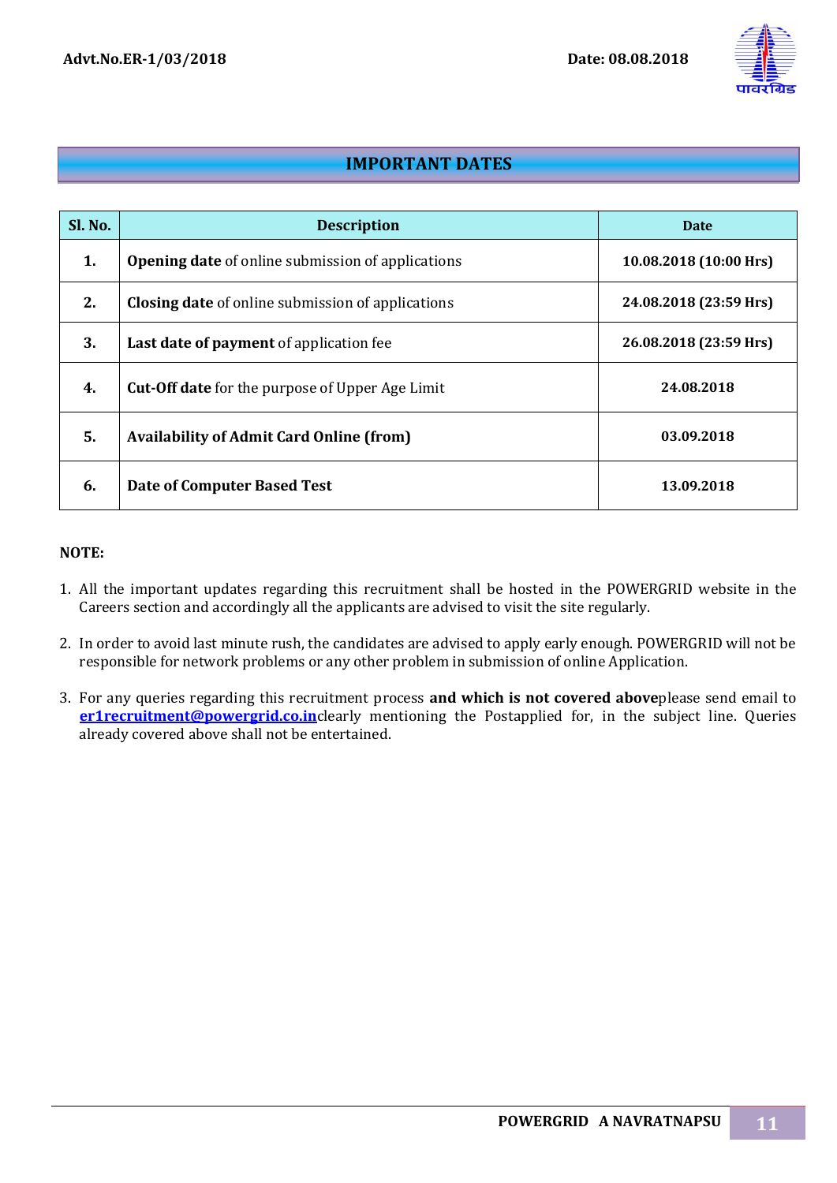Advt.No.ER-1/03/2018 Date: 08.08.2018

## IMPORTANT DATES

| Sl. No. | Description | Date |
|---|---|---|
| 1. | **Opening date** of online submission of applications | **10.08.2018 (10:00 Hrs)** |
| 2. | **Closing date** of online submission of applications | **24.08.2018 (23:59 Hrs)** |
| 3. | **Last date of payment** of application fee | **26.08.2018 (23:59 Hrs)** |
| 4. | **Cut-Off date** for the purpose of Upper Age Limit | **24.08.2018** |
| 5. | **Availability of Admit Card Online (from)** | **03.09.2018** |
| 6. | **Date of Computer Based Test** | **13.09.2018** |

**NOTE:**

1. All the important updates regarding this recruitment shall be hosted in the POWERGRID website in the Careers section and accordingly all the applicants are advised to visit the site regularly.
2. In order to avoid last minute rush, the candidates are advised to apply early enough. POWERGRID will not be responsible for network problems or any other problem in submission of online Application.
3. For any queries regarding this recruitment process **and which is not covered above**please send email to **er1recruitment@powergrid.co.in**clearly mentioning the Postapplied for, in the subject line. Queries already covered above shall not be entertained.